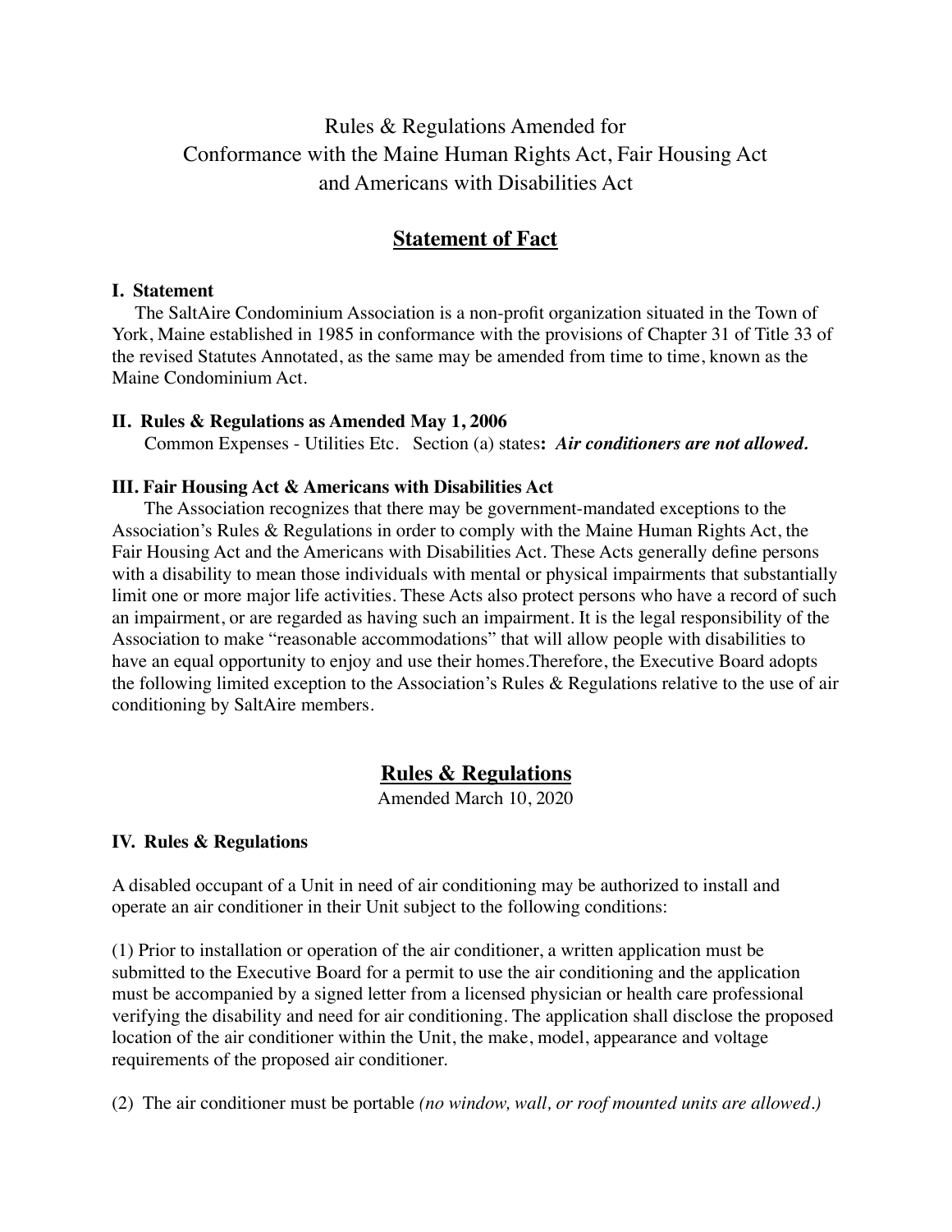# Rules & Regulations Amended for Conformance with the Maine Human Rights Act, Fair Housing Act and Americans with Disabilities Act

## Statement of Fact

**I. Statement**

The SaltAire Condominium Association is a non-profit organization situated in the Town of York, Maine established in 1985 in conformance with the provisions of Chapter 31 of Title 33 of the revised Statutes Annotated, as the same may be amended from time to time, known as the Maine Condominium Act.

**II. Rules & Regulations as Amended May 1, 2006**

Common Expenses - Utilities Etc. Section (a) states**:** ***Air conditioners are not allowed.***

**III. Fair Housing Act & Americans with Disabilities Act**

The Association recognizes that there may be government-mandated exceptions to the Association's Rules & Regulations in order to comply with the Maine Human Rights Act, the Fair Housing Act and the Americans with Disabilities Act. These Acts generally define persons with a disability to mean those individuals with mental or physical impairments that substantially limit one or more major life activities. These Acts also protect persons who have a record of such an impairment, or are regarded as having such an impairment. It is the legal responsibility of the Association to make "reasonable accommodations" that will allow people with disabilities to have an equal opportunity to enjoy and use their homes.Therefore, the Executive Board adopts the following limited exception to the Association's Rules & Regulations relative to the use of air conditioning by SaltAire members.

## Rules & Regulations

Amended March 10, 2020

**IV. Rules & Regulations**

A disabled occupant of a Unit in need of air conditioning may be authorized to install and operate an air conditioner in their Unit subject to the following conditions:

(1) Prior to installation or operation of the air conditioner, a written application must be submitted to the Executive Board for a permit to use the air conditioning and the application must be accompanied by a signed letter from a licensed physician or health care professional verifying the disability and need for air conditioning. The application shall disclose the proposed location of the air conditioner within the Unit, the make, model, appearance and voltage requirements of the proposed air conditioner.

(2) The air conditioner must be portable *(no window, wall, or roof mounted units are allowed.)*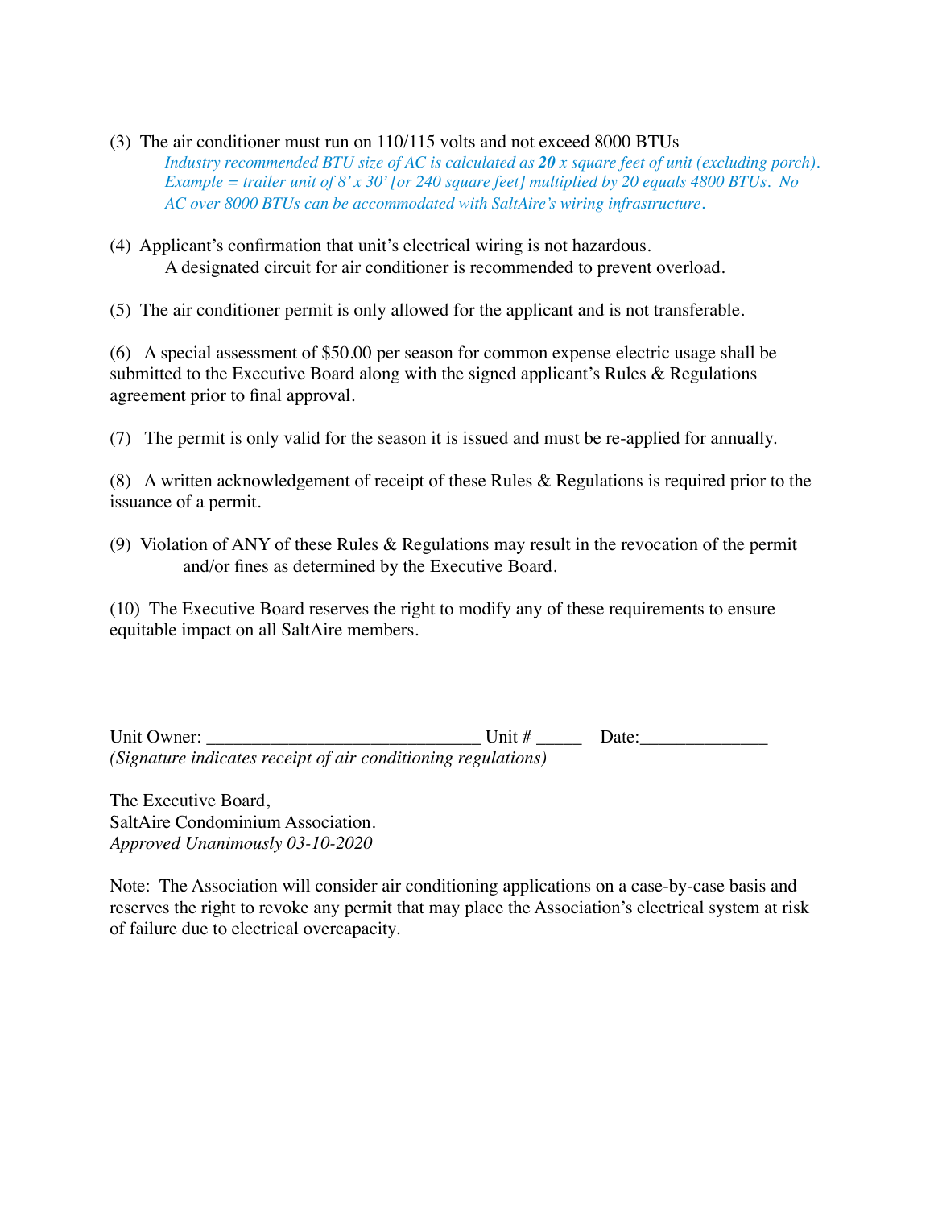(3) The air conditioner must run on 110/115 volts and not exceed 8000 BTUs

*Industry recommended BTU size of AC is calculated as* ***20*** *x square feet of unit (excluding porch). Example = trailer unit of 8' x 30' [or 240 square feet] multiplied by 20 equals 4800 BTUs. No AC over 8000 BTUs can be accommodated with SaltAire's wiring infrastructure.*

(4) Applicant's confirmation that unit's electrical wiring is not hazardous.

A designated circuit for air conditioner is recommended to prevent overload.

(5) The air conditioner permit is only allowed for the applicant and is not transferable.

(6) A special assessment of $50.00 per season for common expense electric usage shall be submitted to the Executive Board along with the signed applicant's Rules & Regulations agreement prior to final approval.

(7) The permit is only valid for the season it is issued and must be re-applied for annually.

(8) A written acknowledgement of receipt of these Rules & Regulations is required prior to the issuance of a permit.

(9) Violation of ANY of these Rules & Regulations may result in the revocation of the permit and/or fines as determined by the Executive Board.

(10) The Executive Board reserves the right to modify any of these requirements to ensure equitable impact on all SaltAire members.

Unit Owner: ______________________________ Unit # _____ Date:______________

*(Signature indicates receipt of air conditioning regulations)*

The Executive Board,
SaltAire Condominium Association.
*Approved Unanimously 03-10-2020*

Note: The Association will consider air conditioning applications on a case-by-case basis and reserves the right to revoke any permit that may place the Association's electrical system at risk of failure due to electrical overcapacity.